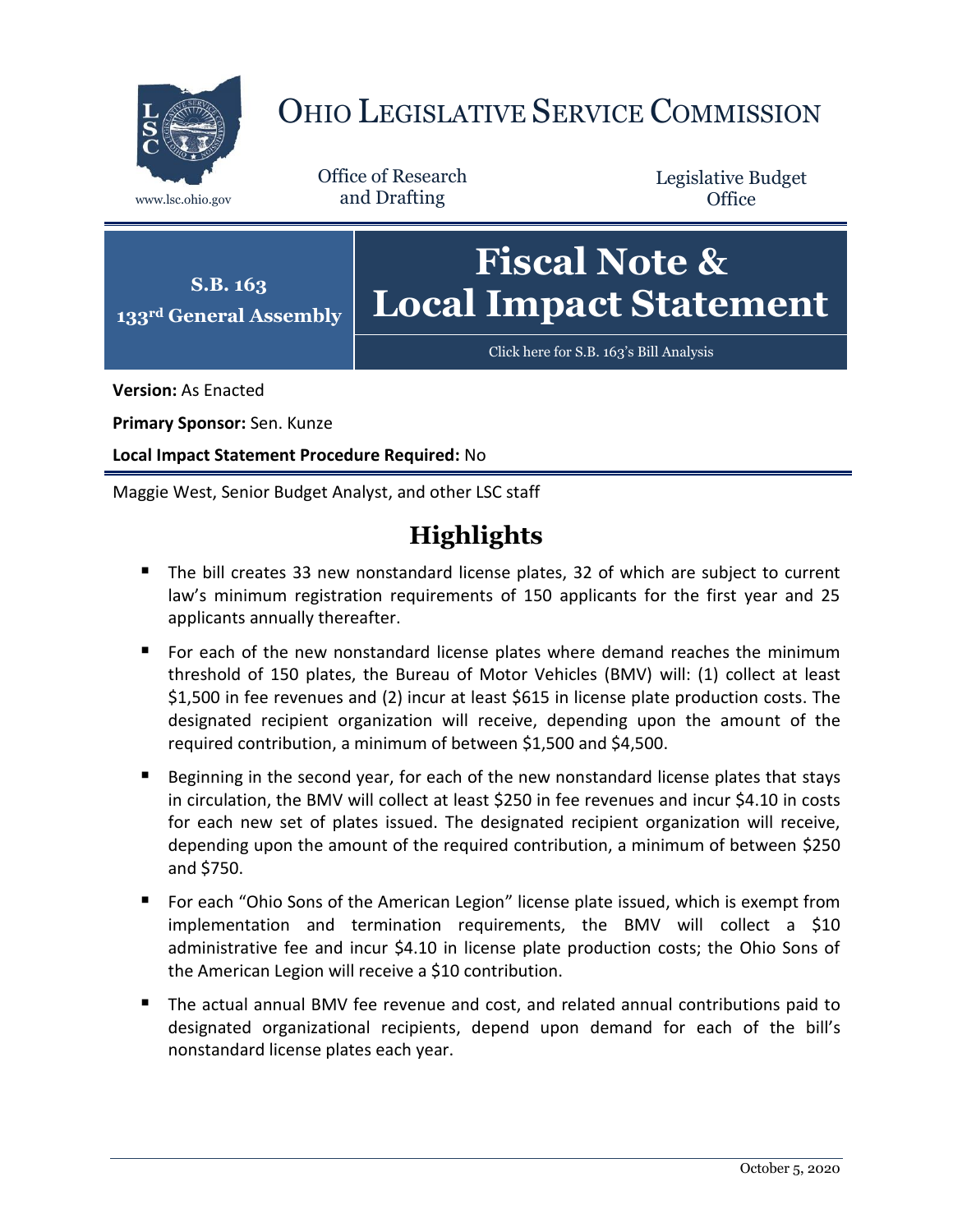# OHIO LEGISLATIVE SERVICE COMMISSION

www.lsc.ohio.gov

Office of Research and Drafting

Legislative Budget Office

**S.B. 163**
**133rd General Assembly**

# Fiscal Note & Local Impact Statement

Click here for S.B. 163's Bill Analysis

**Version:** As Enacted

**Primary Sponsor:** Sen. Kunze

**Local Impact Statement Procedure Required:** No

Maggie West, Senior Budget Analyst, and other LSC staff

## Highlights

- The bill creates 33 new nonstandard license plates, 32 of which are subject to current law's minimum registration requirements of 150 applicants for the first year and 25 applicants annually thereafter.
- For each of the new nonstandard license plates where demand reaches the minimum threshold of 150 plates, the Bureau of Motor Vehicles (BMV) will: (1) collect at least $1,500 in fee revenues and (2) incur at least $615 in license plate production costs. The designated recipient organization will receive, depending upon the amount of the required contribution, a minimum of between $1,500 and $4,500.
- Beginning in the second year, for each of the new nonstandard license plates that stays in circulation, the BMV will collect at least $250 in fee revenues and incur $4.10 in costs for each new set of plates issued. The designated recipient organization will receive, depending upon the amount of the required contribution, a minimum of between $250 and $750.
- For each "Ohio Sons of the American Legion" license plate issued, which is exempt from implementation and termination requirements, the BMV will collect a $10 administrative fee and incur $4.10 in license plate production costs; the Ohio Sons of the American Legion will receive a $10 contribution.
- The actual annual BMV fee revenue and cost, and related annual contributions paid to designated organizational recipients, depend upon demand for each of the bill's nonstandard license plates each year.

October 5, 2020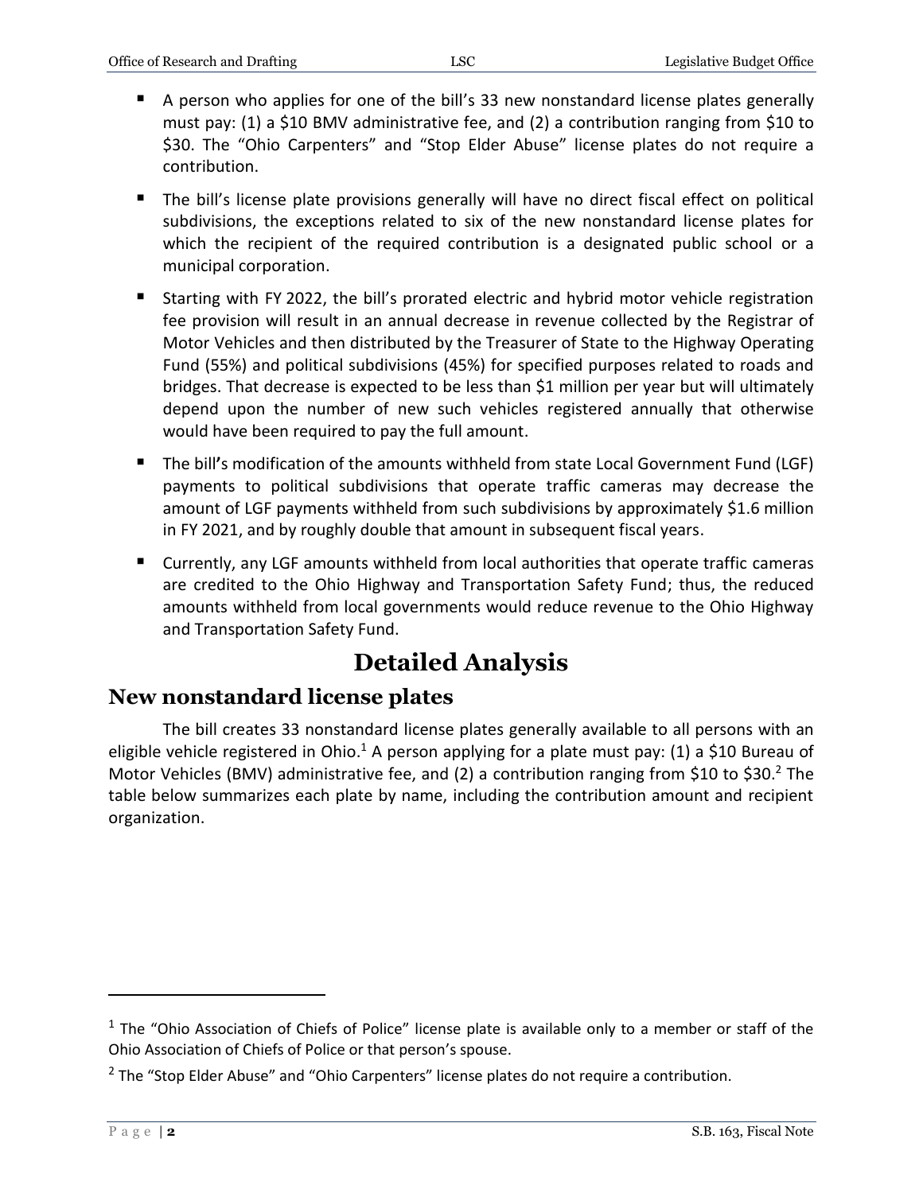- A person who applies for one of the bill's 33 new nonstandard license plates generally must pay: (1) a $10 BMV administrative fee, and (2) a contribution ranging from $10 to $30. The "Ohio Carpenters" and "Stop Elder Abuse" license plates do not require a contribution.
- The bill's license plate provisions generally will have no direct fiscal effect on political subdivisions, the exceptions related to six of the new nonstandard license plates for which the recipient of the required contribution is a designated public school or a municipal corporation.
- Starting with FY 2022, the bill's prorated electric and hybrid motor vehicle registration fee provision will result in an annual decrease in revenue collected by the Registrar of Motor Vehicles and then distributed by the Treasurer of State to the Highway Operating Fund (55%) and political subdivisions (45%) for specified purposes related to roads and bridges. That decrease is expected to be less than $1 million per year but will ultimately depend upon the number of new such vehicles registered annually that otherwise would have been required to pay the full amount.
- The bill's modification of the amounts withheld from state Local Government Fund (LGF) payments to political subdivisions that operate traffic cameras may decrease the amount of LGF payments withheld from such subdivisions by approximately $1.6 million in FY 2021, and by roughly double that amount in subsequent fiscal years.
- Currently, any LGF amounts withheld from local authorities that operate traffic cameras are credited to the Ohio Highway and Transportation Safety Fund; thus, the reduced amounts withheld from local governments would reduce revenue to the Ohio Highway and Transportation Safety Fund.

# Detailed Analysis

## New nonstandard license plates

The bill creates 33 nonstandard license plates generally available to all persons with an eligible vehicle registered in Ohio.[1] A person applying for a plate must pay: (1) a $10 Bureau of Motor Vehicles (BMV) administrative fee, and (2) a contribution ranging from $10 to $30.[2] The table below summarizes each plate by name, including the contribution amount and recipient organization.

---

[1] The "Ohio Association of Chiefs of Police" license plate is available only to a member or staff of the Ohio Association of Chiefs of Police or that person's spouse.

[2] The "Stop Elder Abuse" and "Ohio Carpenters" license plates do not require a contribution.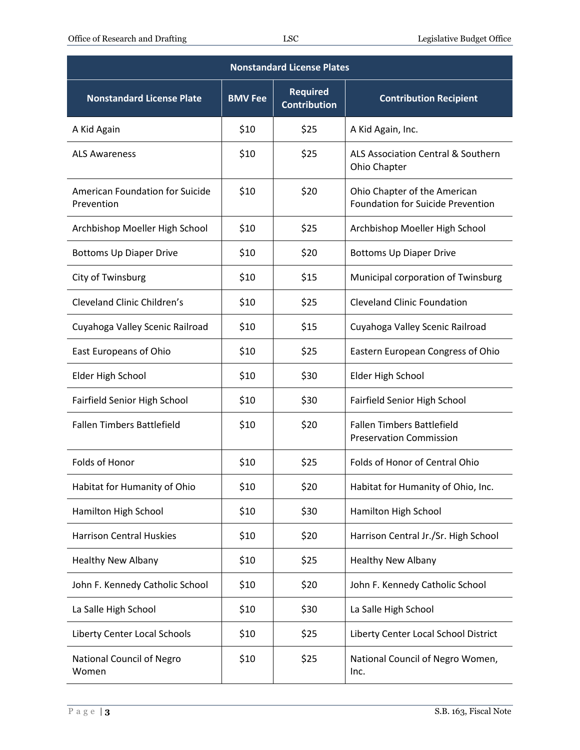| Nonstandard License Plates | | | |
|---|---|---|---|
| **Nonstandard License Plate** | **BMV Fee** | **Required Contribution** | **Contribution Recipient** |
| A Kid Again | $10 | $25 | A Kid Again, Inc. |
| ALS Awareness | $10 | $25 | ALS Association Central & Southern Ohio Chapter |
| American Foundation for Suicide Prevention | $10 | $20 | Ohio Chapter of the American Foundation for Suicide Prevention |
| Archbishop Moeller High School | $10 | $25 | Archbishop Moeller High School |
| Bottoms Up Diaper Drive | $10 | $20 | Bottoms Up Diaper Drive |
| City of Twinsburg | $10 | $15 | Municipal corporation of Twinsburg |
| Cleveland Clinic Children's | $10 | $25 | Cleveland Clinic Foundation |
| Cuyahoga Valley Scenic Railroad | $10 | $15 | Cuyahoga Valley Scenic Railroad |
| East Europeans of Ohio | $10 | $25 | Eastern European Congress of Ohio |
| Elder High School | $10 | $30 | Elder High School |
| Fairfield Senior High School | $10 | $30 | Fairfield Senior High School |
| Fallen Timbers Battlefield | $10 | $20 | Fallen Timbers Battlefield Preservation Commission |
| Folds of Honor | $10 | $25 | Folds of Honor of Central Ohio |
| Habitat for Humanity of Ohio | $10 | $20 | Habitat for Humanity of Ohio, Inc. |
| Hamilton High School | $10 | $30 | Hamilton High School |
| Harrison Central Huskies | $10 | $20 | Harrison Central Jr./Sr. High School |
| Healthy New Albany | $10 | $25 | Healthy New Albany |
| John F. Kennedy Catholic School | $10 | $20 | John F. Kennedy Catholic School |
| La Salle High School | $10 | $30 | La Salle High School |
| Liberty Center Local Schools | $10 | $25 | Liberty Center Local School District |
| National Council of Negro Women | $10 | $25 | National Council of Negro Women, Inc. |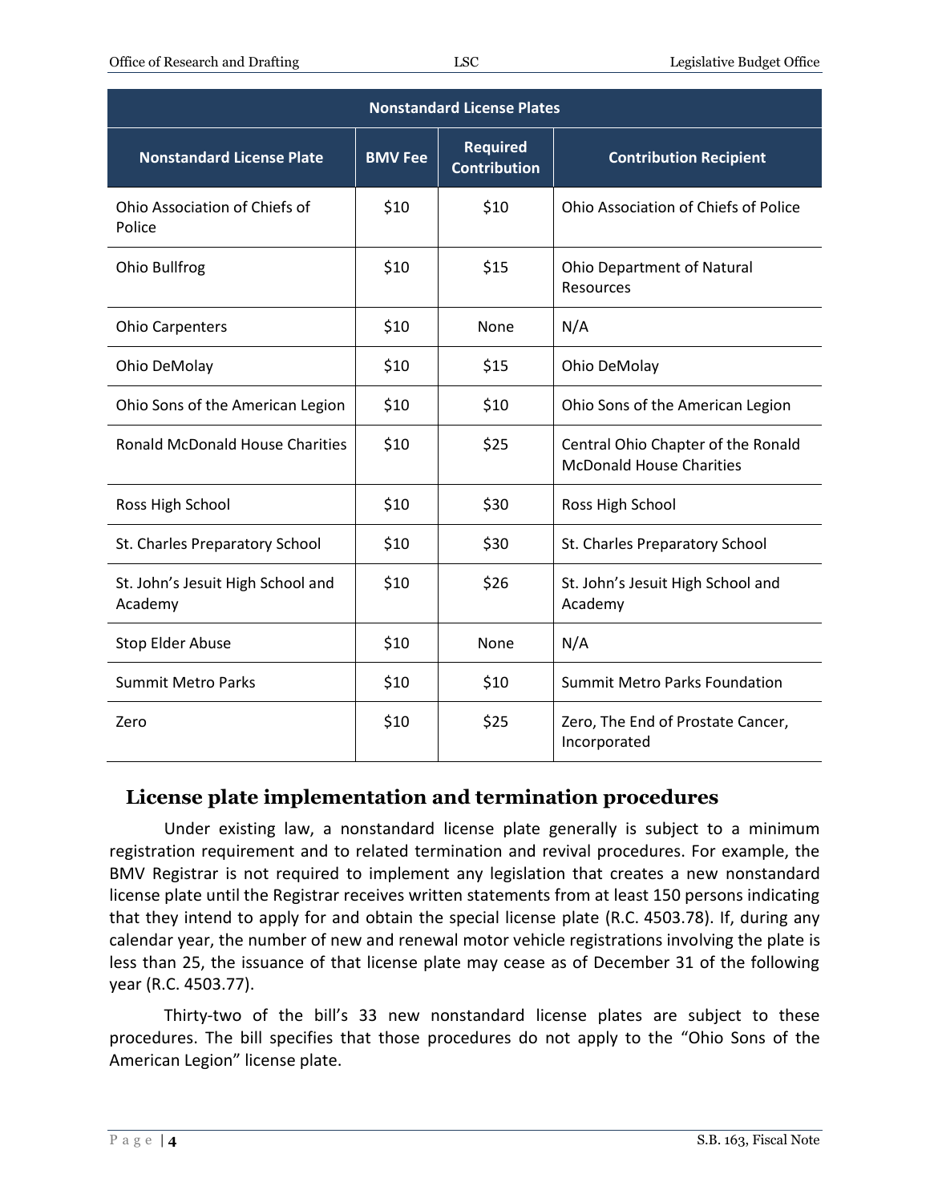| Nonstandard License Plates | | | |
|---|---|---|---|
| **Nonstandard License Plate** | **BMV Fee** | **Required Contribution** | **Contribution Recipient** |
| Ohio Association of Chiefs of Police | $10 | $10 | Ohio Association of Chiefs of Police |
| Ohio Bullfrog | $10 | $15 | Ohio Department of Natural Resources |
| Ohio Carpenters | $10 | None | N/A |
| Ohio DeMolay | $10 | $15 | Ohio DeMolay |
| Ohio Sons of the American Legion | $10 | $10 | Ohio Sons of the American Legion |
| Ronald McDonald House Charities | $10 | $25 | Central Ohio Chapter of the Ronald McDonald House Charities |
| Ross High School | $10 | $30 | Ross High School |
| St. Charles Preparatory School | $10 | $30 | St. Charles Preparatory School |
| St. John's Jesuit High School and Academy | $10 | $26 | St. John's Jesuit High School and Academy |
| Stop Elder Abuse | $10 | None | N/A |
| Summit Metro Parks | $10 | $10 | Summit Metro Parks Foundation |
| Zero | $10 | $25 | Zero, The End of Prostate Cancer, Incorporated |

## License plate implementation and termination procedures

Under existing law, a nonstandard license plate generally is subject to a minimum registration requirement and to related termination and revival procedures. For example, the BMV Registrar is not required to implement any legislation that creates a new nonstandard license plate until the Registrar receives written statements from at least 150 persons indicating that they intend to apply for and obtain the special license plate (R.C. 4503.78). If, during any calendar year, the number of new and renewal motor vehicle registrations involving the plate is less than 25, the issuance of that license plate may cease as of December 31 of the following year (R.C. 4503.77).

Thirty-two of the bill's 33 new nonstandard license plates are subject to these procedures. The bill specifies that those procedures do not apply to the "Ohio Sons of the American Legion" license plate.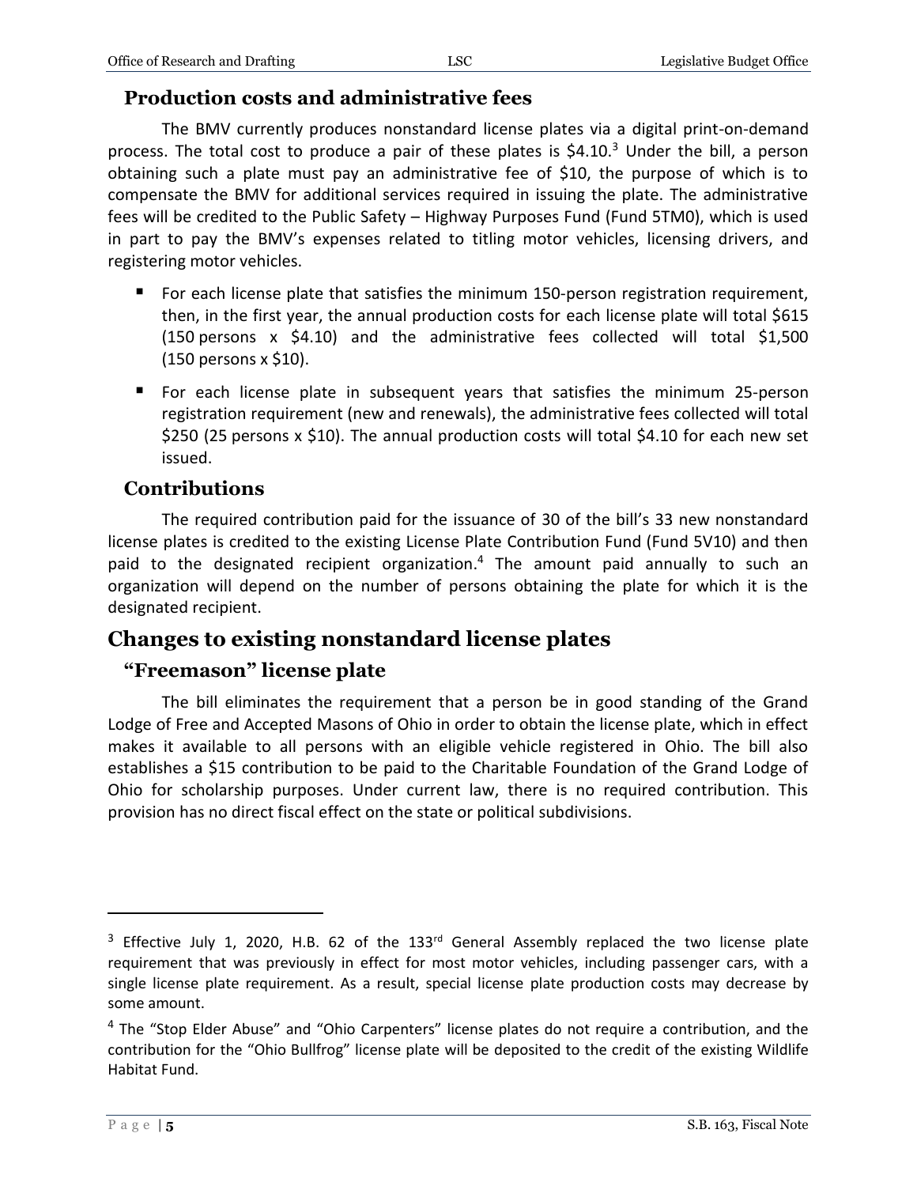### Production costs and administrative fees

The BMV currently produces nonstandard license plates via a digital print-on-demand process. The total cost to produce a pair of these plates is $4.10.[3] Under the bill, a person obtaining such a plate must pay an administrative fee of $10, the purpose of which is to compensate the BMV for additional services required in issuing the plate. The administrative fees will be credited to the Public Safety – Highway Purposes Fund (Fund 5TM0), which is used in part to pay the BMV's expenses related to titling motor vehicles, licensing drivers, and registering motor vehicles.

- For each license plate that satisfies the minimum 150-person registration requirement, then, in the first year, the annual production costs for each license plate will total $615 (150 persons x $4.10) and the administrative fees collected will total $1,500 (150 persons x $10).
- For each license plate in subsequent years that satisfies the minimum 25-person registration requirement (new and renewals), the administrative fees collected will total $250 (25 persons x $10). The annual production costs will total $4.10 for each new set issued.

### Contributions

The required contribution paid for the issuance of 30 of the bill's 33 new nonstandard license plates is credited to the existing License Plate Contribution Fund (Fund 5V10) and then paid to the designated recipient organization.[4] The amount paid annually to such an organization will depend on the number of persons obtaining the plate for which it is the designated recipient.

## Changes to existing nonstandard license plates

### "Freemason" license plate

The bill eliminates the requirement that a person be in good standing of the Grand Lodge of Free and Accepted Masons of Ohio in order to obtain the license plate, which in effect makes it available to all persons with an eligible vehicle registered in Ohio. The bill also establishes a $15 contribution to be paid to the Charitable Foundation of the Grand Lodge of Ohio for scholarship purposes. Under current law, there is no required contribution. This provision has no direct fiscal effect on the state or political subdivisions.

---

[3] Effective July 1, 2020, H.B. 62 of the 133rd General Assembly replaced the two license plate requirement that was previously in effect for most motor vehicles, including passenger cars, with a single license plate requirement. As a result, special license plate production costs may decrease by some amount.

[4] The "Stop Elder Abuse" and "Ohio Carpenters" license plates do not require a contribution, and the contribution for the "Ohio Bullfrog" license plate will be deposited to the credit of the existing Wildlife Habitat Fund.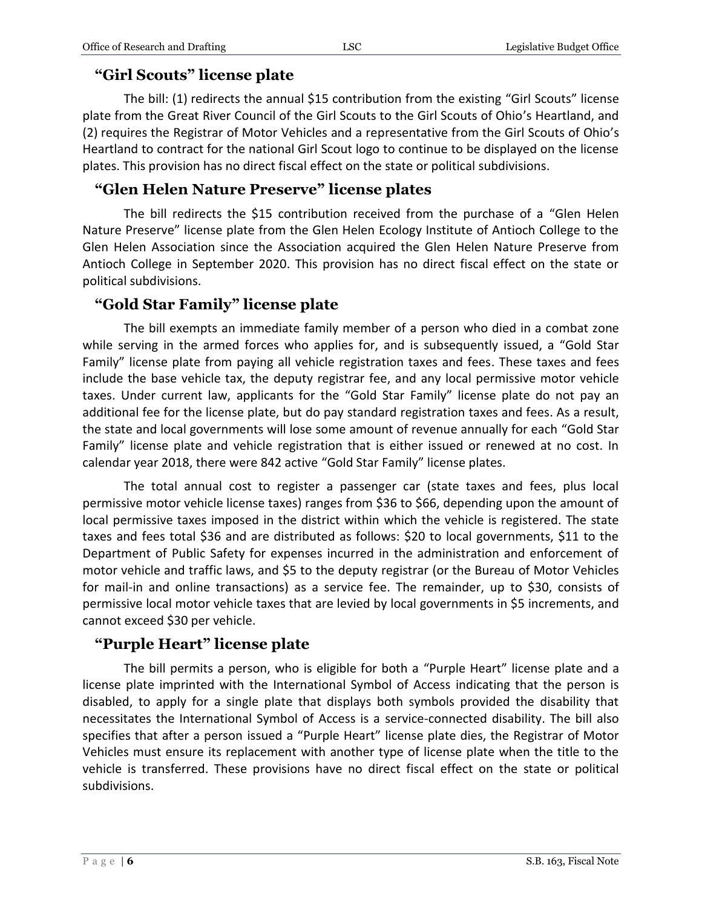## "Girl Scouts" license plate

The bill: (1) redirects the annual $15 contribution from the existing "Girl Scouts" license plate from the Great River Council of the Girl Scouts to the Girl Scouts of Ohio's Heartland, and (2) requires the Registrar of Motor Vehicles and a representative from the Girl Scouts of Ohio's Heartland to contract for the national Girl Scout logo to continue to be displayed on the license plates. This provision has no direct fiscal effect on the state or political subdivisions.

## "Glen Helen Nature Preserve" license plates

The bill redirects the $15 contribution received from the purchase of a "Glen Helen Nature Preserve" license plate from the Glen Helen Ecology Institute of Antioch College to the Glen Helen Association since the Association acquired the Glen Helen Nature Preserve from Antioch College in September 2020. This provision has no direct fiscal effect on the state or political subdivisions.

## "Gold Star Family" license plate

The bill exempts an immediate family member of a person who died in a combat zone while serving in the armed forces who applies for, and is subsequently issued, a "Gold Star Family" license plate from paying all vehicle registration taxes and fees. These taxes and fees include the base vehicle tax, the deputy registrar fee, and any local permissive motor vehicle taxes. Under current law, applicants for the "Gold Star Family" license plate do not pay an additional fee for the license plate, but do pay standard registration taxes and fees. As a result, the state and local governments will lose some amount of revenue annually for each "Gold Star Family" license plate and vehicle registration that is either issued or renewed at no cost. In calendar year 2018, there were 842 active "Gold Star Family" license plates.

The total annual cost to register a passenger car (state taxes and fees, plus local permissive motor vehicle license taxes) ranges from $36 to $66, depending upon the amount of local permissive taxes imposed in the district within which the vehicle is registered. The state taxes and fees total $36 and are distributed as follows: $20 to local governments, $11 to the Department of Public Safety for expenses incurred in the administration and enforcement of motor vehicle and traffic laws, and $5 to the deputy registrar (or the Bureau of Motor Vehicles for mail-in and online transactions) as a service fee. The remainder, up to $30, consists of permissive local motor vehicle taxes that are levied by local governments in $5 increments, and cannot exceed $30 per vehicle.

## "Purple Heart" license plate

The bill permits a person, who is eligible for both a "Purple Heart" license plate and a license plate imprinted with the International Symbol of Access indicating that the person is disabled, to apply for a single plate that displays both symbols provided the disability that necessitates the International Symbol of Access is a service-connected disability. The bill also specifies that after a person issued a "Purple Heart" license plate dies, the Registrar of Motor Vehicles must ensure its replacement with another type of license plate when the title to the vehicle is transferred. These provisions have no direct fiscal effect on the state or political subdivisions.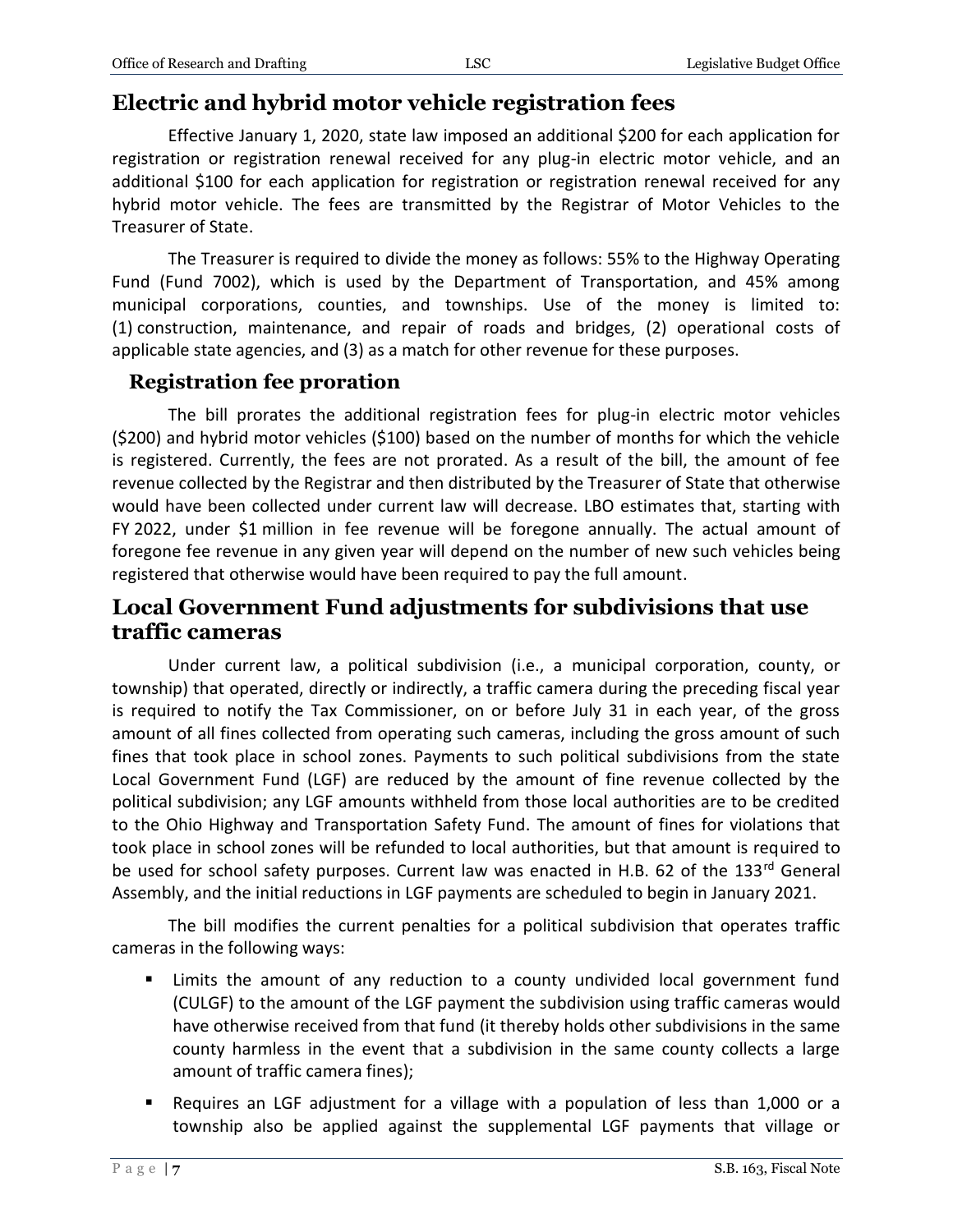## Electric and hybrid motor vehicle registration fees

Effective January 1, 2020, state law imposed an additional $200 for each application for registration or registration renewal received for any plug-in electric motor vehicle, and an additional $100 for each application for registration or registration renewal received for any hybrid motor vehicle. The fees are transmitted by the Registrar of Motor Vehicles to the Treasurer of State.

The Treasurer is required to divide the money as follows: 55% to the Highway Operating Fund (Fund 7002), which is used by the Department of Transportation, and 45% among municipal corporations, counties, and townships. Use of the money is limited to: (1) construction, maintenance, and repair of roads and bridges, (2) operational costs of applicable state agencies, and (3) as a match for other revenue for these purposes.

### Registration fee proration

The bill prorates the additional registration fees for plug-in electric motor vehicles ($200) and hybrid motor vehicles ($100) based on the number of months for which the vehicle is registered. Currently, the fees are not prorated. As a result of the bill, the amount of fee revenue collected by the Registrar and then distributed by the Treasurer of State that otherwise would have been collected under current law will decrease. LBO estimates that, starting with FY 2022, under $1 million in fee revenue will be foregone annually. The actual amount of foregone fee revenue in any given year will depend on the number of new such vehicles being registered that otherwise would have been required to pay the full amount.

## Local Government Fund adjustments for subdivisions that use traffic cameras

Under current law, a political subdivision (i.e., a municipal corporation, county, or township) that operated, directly or indirectly, a traffic camera during the preceding fiscal year is required to notify the Tax Commissioner, on or before July 31 in each year, of the gross amount of all fines collected from operating such cameras, including the gross amount of such fines that took place in school zones. Payments to such political subdivisions from the state Local Government Fund (LGF) are reduced by the amount of fine revenue collected by the political subdivision; any LGF amounts withheld from those local authorities are to be credited to the Ohio Highway and Transportation Safety Fund. The amount of fines for violations that took place in school zones will be refunded to local authorities, but that amount is required to be used for school safety purposes. Current law was enacted in H.B. 62 of the 133rd General Assembly, and the initial reductions in LGF payments are scheduled to begin in January 2021.

The bill modifies the current penalties for a political subdivision that operates traffic cameras in the following ways:

- Limits the amount of any reduction to a county undivided local government fund (CULGF) to the amount of the LGF payment the subdivision using traffic cameras would have otherwise received from that fund (it thereby holds other subdivisions in the same county harmless in the event that a subdivision in the same county collects a large amount of traffic camera fines);
- Requires an LGF adjustment for a village with a population of less than 1,000 or a township also be applied against the supplemental LGF payments that village or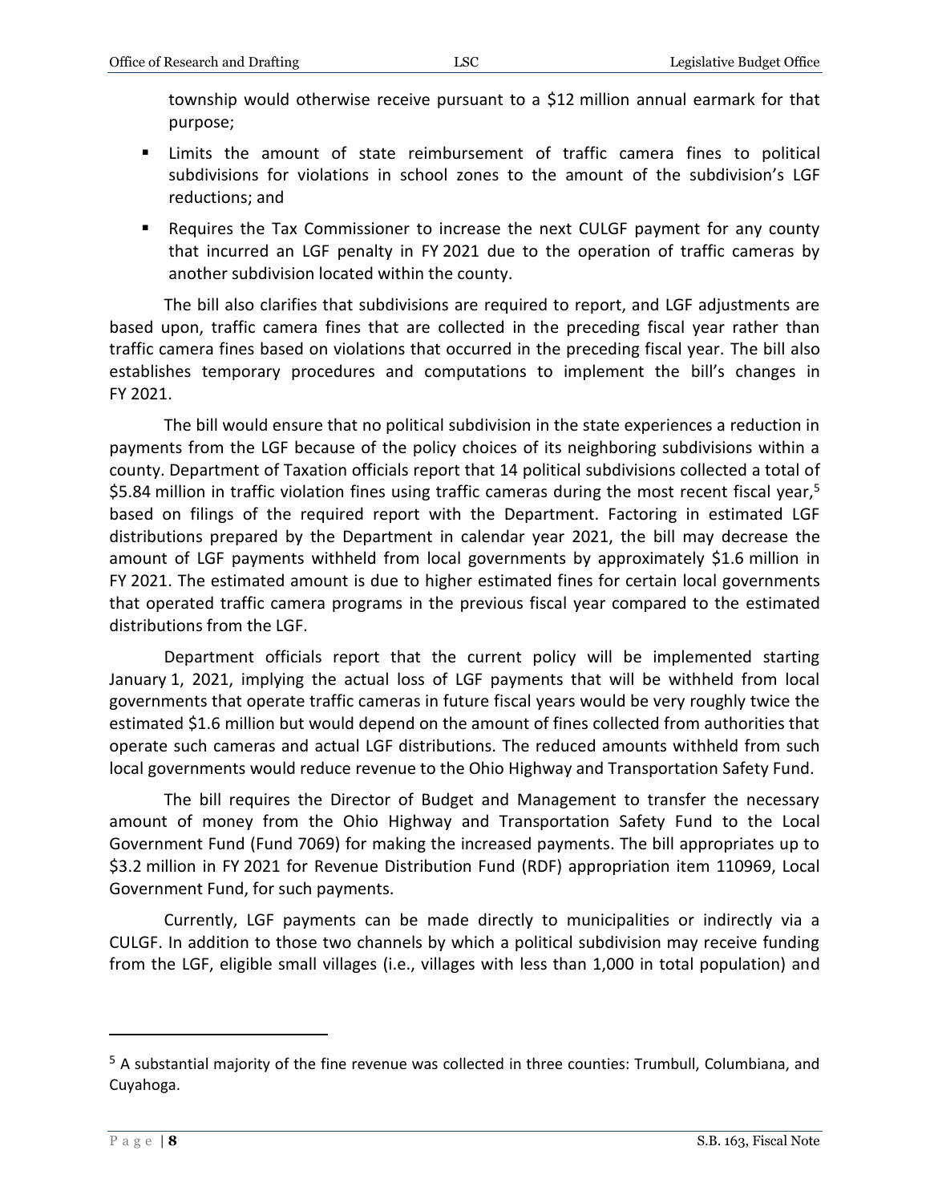township would otherwise receive pursuant to a \$12 million annual earmark for that purpose;

- Limits the amount of state reimbursement of traffic camera fines to political subdivisions for violations in school zones to the amount of the subdivision's LGF reductions; and
- Requires the Tax Commissioner to increase the next CULGF payment for any county that incurred an LGF penalty in FY 2021 due to the operation of traffic cameras by another subdivision located within the county.

The bill also clarifies that subdivisions are required to report, and LGF adjustments are based upon, traffic camera fines that are collected in the preceding fiscal year rather than traffic camera fines based on violations that occurred in the preceding fiscal year. The bill also establishes temporary procedures and computations to implement the bill's changes in FY 2021.

The bill would ensure that no political subdivision in the state experiences a reduction in payments from the LGF because of the policy choices of its neighboring subdivisions within a county. Department of Taxation officials report that 14 political subdivisions collected a total of \$5.84 million in traffic violation fines using traffic cameras during the most recent fiscal year,[5] based on filings of the required report with the Department. Factoring in estimated LGF distributions prepared by the Department in calendar year 2021, the bill may decrease the amount of LGF payments withheld from local governments by approximately \$1.6 million in FY 2021. The estimated amount is due to higher estimated fines for certain local governments that operated traffic camera programs in the previous fiscal year compared to the estimated distributions from the LGF.

Department officials report that the current policy will be implemented starting January 1, 2021, implying the actual loss of LGF payments that will be withheld from local governments that operate traffic cameras in future fiscal years would be very roughly twice the estimated \$1.6 million but would depend on the amount of fines collected from authorities that operate such cameras and actual LGF distributions. The reduced amounts withheld from such local governments would reduce revenue to the Ohio Highway and Transportation Safety Fund.

The bill requires the Director of Budget and Management to transfer the necessary amount of money from the Ohio Highway and Transportation Safety Fund to the Local Government Fund (Fund 7069) for making the increased payments. The bill appropriates up to \$3.2 million in FY 2021 for Revenue Distribution Fund (RDF) appropriation item 110969, Local Government Fund, for such payments.

Currently, LGF payments can be made directly to municipalities or indirectly via a CULGF. In addition to those two channels by which a political subdivision may receive funding from the LGF, eligible small villages (i.e., villages with less than 1,000 in total population) and

---

[5] A substantial majority of the fine revenue was collected in three counties: Trumbull, Columbiana, and Cuyahoga.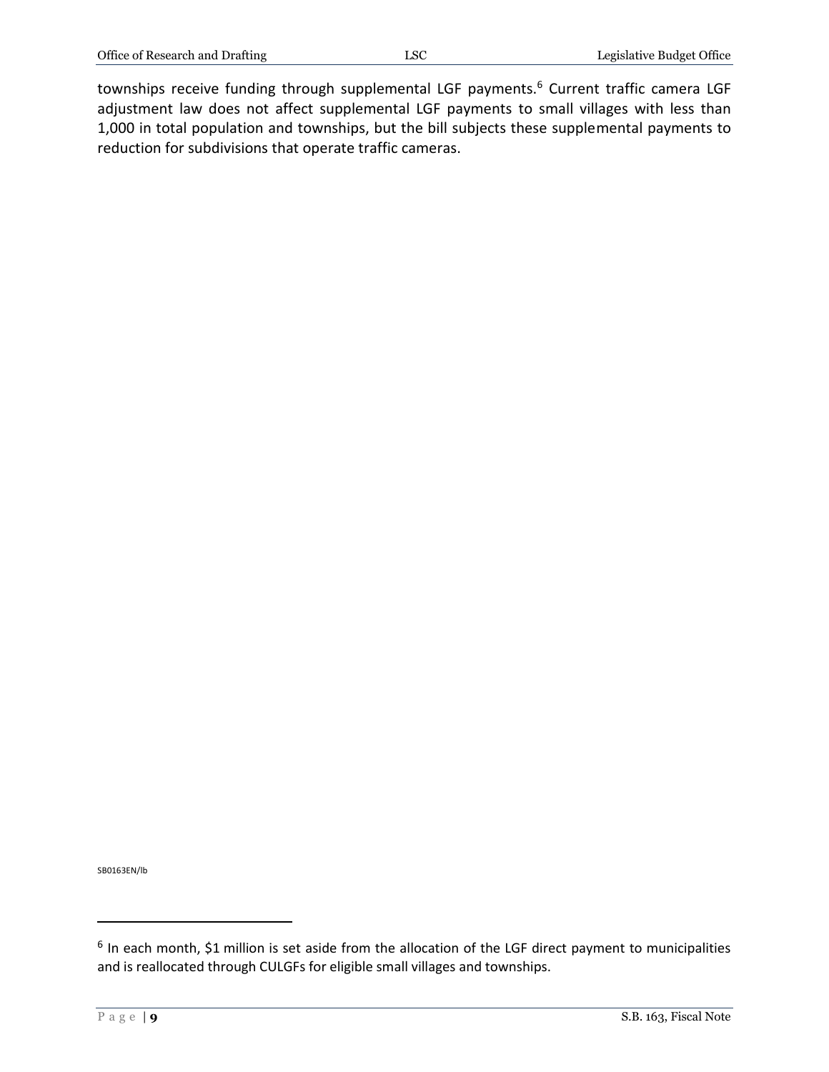townships receive funding through supplemental LGF payments.[6] Current traffic camera LGF adjustment law does not affect supplemental LGF payments to small villages with less than 1,000 in total population and townships, but the bill subjects these supplemental payments to reduction for subdivisions that operate traffic cameras.

SB0163EN/lb

[6] In each month, $1 million is set aside from the allocation of the LGF direct payment to municipalities and is reallocated through CULGFs for eligible small villages and townships.